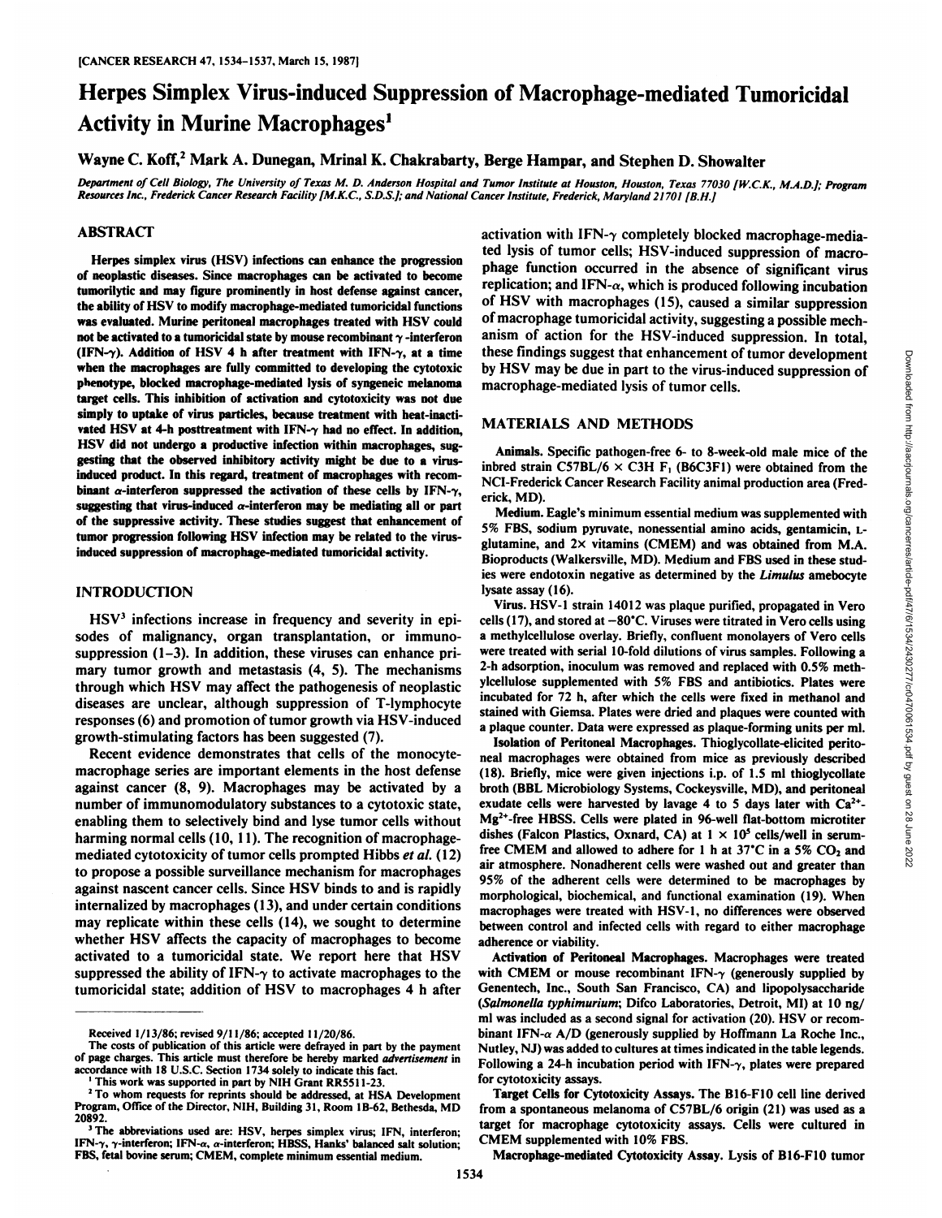# Herpes Simplex Virus-induced Suppression of Macrophage-mediated Tumoricidal Activity in Murine Macrophages[1]

Wayne C. Koff,[2] Mark A. Dunegan, Mrinal K. Chakrabarty, Berge Hampar, and Stephen D. Showalter

*Department of Cell Biology, The University of Texas M. D. Anderson Hospital and Tumor Institute at Houston, Houston, Texas 77030 [W.C.K., M.A.D.]; Program Resources Inc., Frederick Cancer Research Facility [M.K.C., S.D.S.]; and National Cancer Institute, Frederick, Maryland 21701 [B.H.]*

## ABSTRACT

Herpes simplex virus (HSV) infections can enhance the progression of neoplastic diseases. Since macrophages can be activated to become tumorilytic and may figure prominently in host defense against cancer, the ability of HSV to modify macrophage-mediated tumoricidal functions was evaluated. Murine peritoneal macrophages treated with HSV could not be activated to a tumoricidal state by mouse recombinant $\gamma$-interferon (IFN-$\gamma$). Addition of HSV 4 h after treatment with IFN-$\gamma$, at a time when the macrophages are fully committed to developing the cytotoxic phenotype, blocked macrophage-mediated lysis of syngeneic melanoma target cells. This inhibition of activation and cytotoxicity was not due simply to uptake of virus particles, because treatment with heat-inactivated HSV at 4-h posttreatment with IFN-$\gamma$ had no effect. In addition, HSV did not undergo a productive infection within macrophages, suggesting that the observed inhibitory activity might be due to a virus-induced product. In this regard, treatment of macrophages with recombinant $\alpha$-interferon suppressed the activation of these cells by IFN-$\gamma$, suggesting that virus-induced $\alpha$-interferon may be mediating all or part of the suppressive activity. These studies suggest that enhancement of tumor progression following HSV infection may be related to the virus-induced suppression of macrophage-mediated tumoricidal activity.

## INTRODUCTION

HSV[3] infections increase in frequency and severity in episodes of malignancy, organ transplantation, or immunosuppression (1–3). In addition, these viruses can enhance primary tumor growth and metastasis (4, 5). The mechanisms through which HSV may affect the pathogenesis of neoplastic diseases are unclear, although suppression of T-lymphocyte responses (6) and promotion of tumor growth via HSV-induced growth-stimulating factors has been suggested (7).

Recent evidence demonstrates that cells of the monocyte-macrophage series are important elements in the host defense against cancer (8, 9). Macrophages may be activated by a number of immunomodulatory substances to a cytotoxic state, enabling them to selectively bind and lyse tumor cells without harming normal cells (10, 11). The recognition of macrophage-mediated cytotoxicity of tumor cells prompted Hibbs *et al.* (12) to propose a possible surveillance mechanism for macrophages against nascent cancer cells. Since HSV binds to and is rapidly internalized by macrophages (13), and under certain conditions may replicate within these cells (14), we sought to determine whether HSV affects the capacity of macrophages to become activated to a tumoricidal state. We report here that HSV suppressed the ability of IFN-$\gamma$ to activate macrophages to the tumoricidal state; addition of HSV to macrophages 4 h after activation with IFN-$\gamma$ completely blocked macrophage-mediated lysis of tumor cells; HSV-induced suppression of macrophage function occurred in the absence of significant virus replication; and IFN-$\alpha$, which is produced following incubation of HSV with macrophages (15), caused a similar suppression of macrophage tumoricidal activity, suggesting a possible mechanism of action for the HSV-induced suppression. In total, these findings suggest that enhancement of tumor development by HSV may be due in part to the virus-induced suppression of macrophage-mediated lysis of tumor cells.

## MATERIALS AND METHODS

**Animals.** Specific pathogen-free 6- to 8-week-old male mice of the inbred strain C57BL/6 × C3H $F_1$ (B6C3F1) were obtained from the NCI-Frederick Cancer Research Facility animal production area (Frederick, MD).

**Medium.** Eagle's minimum essential medium was supplemented with 5% FBS, sodium pyruvate, nonessential amino acids, gentamicin, L-glutamine, and 2× vitamins (CMEM) and was obtained from M.A. Bioproducts (Walkersville, MD). Medium and FBS used in these studies were endotoxin negative as determined by the *Limulus* amebocyte lysate assay (16).

**Virus.** HSV-1 strain 14012 was plaque purified, propagated in Vero cells (17), and stored at −80°C. Viruses were titrated in Vero cells using a methylcellulose overlay. Briefly, confluent monolayers of Vero cells were treated with serial 10-fold dilutions of virus samples. Following a 2-h adsorption, inoculum was removed and replaced with 0.5% methylcellulose supplemented with 5% FBS and antibiotics. Plates were incubated for 72 h, after which the cells were fixed in methanol and stained with Giemsa. Plates were dried and plaques were counted with a plaque counter. Data were expressed as plaque-forming units per ml.

**Isolation of Peritoneal Macrophages.** Thioglycollate-elicited peritoneal macrophages were obtained from mice as previously described (18). Briefly, mice were given injections i.p. of 1.5 ml thioglycollate broth (BBL Microbiology Systems, Cockeysville, MD), and peritoneal exudate cells were harvested by lavage 4 to 5 days later with $Ca^{2+}$-$Mg^{2+}$-free HBSS. Cells were plated in 96-well flat-bottom microtiter dishes (Falcon Plastics, Oxnard, CA) at $1 \times 10^5$ cells/well in serum-free CMEM and allowed to adhere for 1 h at 37°C in a 5% $CO_2$ and air atmosphere. Nonadherent cells were washed out and greater than 95% of the adherent cells were determined to be macrophages by morphological, biochemical, and functional examination (19). When macrophages were treated with HSV-1, no differences were observed between control and infected cells with regard to either macrophage adherence or viability.

**Activation of Peritoneal Macrophages.** Macrophages were treated with CMEM or mouse recombinant IFN-$\gamma$ (generously supplied by Genentech, Inc., South San Francisco, CA) and lipopolysaccharide (*Salmonella typhimurium*; Difco Laboratories, Detroit, MI) at 10 ng/ml was included as a second signal for activation (20). HSV or recombinant IFN-$\alpha$ A/D (generously supplied by Hoffmann La Roche Inc., Nutley, NJ) was added to cultures at times indicated in the table legends. Following a 24-h incubation period with IFN-$\gamma$, plates were prepared for cytotoxicity assays.

**Target Cells for Cytotoxicity Assays.** The B16-F10 cell line derived from a spontaneous melanoma of C57BL/6 origin (21) was used as a target for macrophage cytotoxicity assays. Cells were cultured in CMEM supplemented with 10% FBS.

**Macrophage-mediated Cytotoxicity Assay.** Lysis of B16-F10 tumor

Received 1/13/86; revised 9/11/86; accepted 11/20/86.

The costs of publication of this article were defrayed in part by the payment of page charges. This article must therefore be hereby marked *advertisement* in accordance with 18 U.S.C. Section 1734 solely to indicate this fact.

[1] This work was supported in part by NIH Grant RR5511-23.

[2] To whom requests for reprints should be addressed, at HSA Development Program, Office of the Director, NIH, Building 31, Room 1B-62, Bethesda, MD 20892.

[3] The abbreviations used are: HSV, herpes simplex virus; IFN, interferon; IFN-$\gamma$, $\gamma$-interferon; IFN-$\alpha$, $\alpha$-interferon; HBSS, Hanks' balanced salt solution; FBS, fetal bovine serum; CMEM, complete minimum essential medium.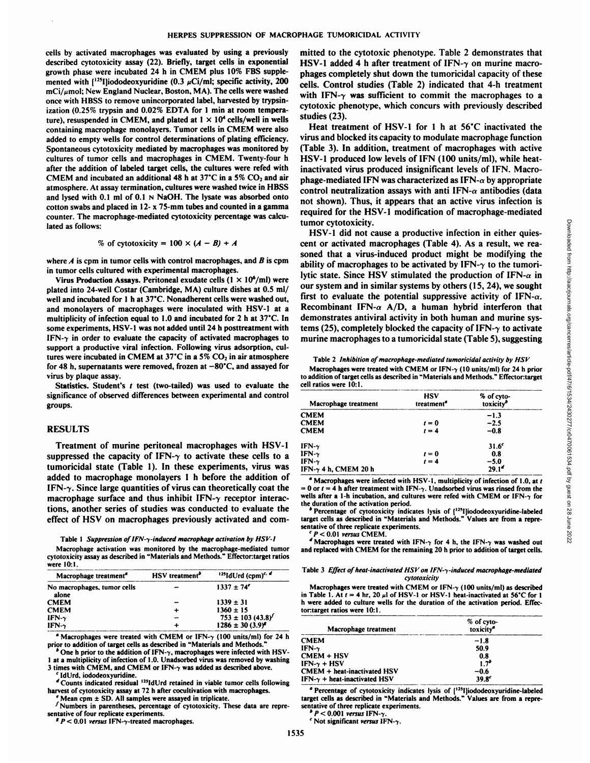cells by activated macrophages was evaluated by using a previously described cytotoxicity assay (22). Briefly, target cells in exponential growth phase were incubated 24 h in CMEM plus 10% FBS supplemented with [$^{125}$I]iododeoxyuridine (0.3 µCi/ml; specific activity, 200 mCi/µmol; New England Nuclear, Boston, MA). The cells were washed once with HBSS to remove unincorporated label, harvested by trypsinization (0.25% trypsin and 0.02% EDTA for 1 min at room temperature), resuspended in CMEM, and plated at $1 \times 10^4$ cells/well in wells containing macrophage monolayers. Tumor cells in CMEM were also added to empty wells for control determinations of plating efficiency. Spontaneous cytotoxicity mediated by macrophages was monitored by cultures of tumor cells and macrophages in CMEM. Twenty-four h after the addition of labeled target cells, the cultures were refed with CMEM and incubated an additional 48 h at 37°C in a 5% $CO_2$ and air atmosphere. At assay termination, cultures were washed twice in HBSS and lysed with 0.1 ml of 0.1 N NaOH. The lysate was absorbed onto cotton swabs and placed in 12- x 75-mm tubes and counted in a gamma counter. The macrophage-mediated cytotoxicity percentage was calculated as follows:

$$\% \text{ of cytotoxicity} = 100 \times (A - B) + A$$

where $A$ is cpm in tumor cells with control macrophages, and $B$ is cpm in tumor cells cultured with experimental macrophages.

**Virus Production Assays.** Peritoneal exudate cells ($1 \times 10^6$/ml) were plated into 24-well Costar (Cambridge, MA) culture dishes at 0.5 ml/well and incubated for 1 h at 37°C. Nonadherent cells were washed out, and monolayers of macrophages were inoculated with HSV-1 at a multiplicity of infection equal to 1.0 and incubated for 2 h at 37°C. In some experiments, HSV-1 was not added until 24 h posttreatment with IFN-γ in order to evaluate the capacity of activated macrophages to support a productive viral infection. Following virus adsorption, cultures were incubated in CMEM at 37°C in a 5% $CO_2$ in air atmosphere for 48 h, supernatants were removed, frozen at −80°C, and assayed for virus by plaque assay.

**Statistics.** Student's *t* test (two-tailed) was used to evaluate the significance of observed differences between experimental and control groups.

## RESULTS

Treatment of murine peritoneal macrophages with HSV-1 suppressed the capacity of IFN-γ to activate these cells to a tumoricidal state (Table 1). In these experiments, virus was added to macrophage monolayers 1 h before the addition of IFN-γ. Since large quantities of virus can theoretically coat the macrophage surface and thus inhibit IFN-γ receptor interactions, another series of studies was conducted to evaluate the effect of HSV on macrophages previously activated and committed to the cytotoxic phenotype. Table 2 demonstrates that HSV-1 added 4 h after treatment of IFN-γ on murine macrophages completely shut down the tumoricidal capacity of these cells. Control studies (Table 2) indicated that 4-h treatment with IFN-γ was sufficient to commit the macrophages to a cytotoxic phenotype, which concurs with previously described studies (23).

Heat treatment of HSV-1 for 1 h at 56°C inactivated the virus and blocked its capacity to modulate macrophage function (Table 3). In addition, treatment of macrophages with active HSV-1 produced low levels of IFN (100 units/ml), while heat-inactivated virus produced insignificant levels of IFN. Macrophage-mediated IFN was characterized as IFN-α by appropriate control neutralization assays with anti IFN-α antibodies (data not shown). Thus, it appears that an active virus infection is required for the HSV-1 modification of macrophage-mediated tumor cytotoxicity.

HSV-1 did not cause a productive infection in either quiescent or activated macrophages (Table 4). As a result, we reasoned that a virus-induced product might be modifying the ability of macrophages to be activated by IFN-γ to the tumorilytic state. Since HSV stimulated the production of IFN-α in our system and in similar systems by others (15, 24), we sought first to evaluate the potential suppressive activity of IFN-α. Recombinant IFN-α A/D, a human hybrid interferon that demonstrates antiviral activity in both human and murine systems (25), completely blocked the capacity of IFN-γ to activate murine macrophages to a tumoricidal state (Table 5), suggesting

Table 1 *Suppression of IFN-γ-induced macrophage activation by HSV-1*

Macrophage activation was monitored by the macrophage-mediated tumor cytotoxicity assay as described in "Materials and Methods." Effector:target ratios were 10:1.

| Macrophage treatment[a] | HSV treatment[b] | $^{125}$IdUrd (cpm)[c, d] |
|---|---|---|
| No macrophages, tumor cells alone | − | 1337 ± 74[e] |
| CMEM | − | 1339 ± 31 |
| CMEM | + | 1360 ± 15 |
| IFN-γ | − | 753 ± 103 (43.8)[f] |
| IFN-γ | + | 1286 ± 30 (3.9)[g] |

[a] Macrophages were treated with CMEM or IFN-γ (100 units/ml) for 24 h prior to addition of target cells as described in "Materials and Methods."
[b] One h prior to the addition of IFN-γ, macrophages were infected with HSV-1 at a multiplicity of infection of 1.0. Unadsorbed virus was removed by washing 3 times with CMEM, and CMEM or IFN-γ was added as described above.
[c] IdUrd, iododeoxyuridine.
[d] Counts indicated residual $^{125}$IdUrd retained in viable tumor cells following harvest of cytotoxicity assay at 72 h after cocultivation with macrophages.
[e] Mean cpm ± SD. All samples were assayed in triplicate.
[f] Numbers in parentheses, percentage of cytotoxicity. These data are representative of four replicate experiments.
[g] $P < 0.01$ *versus* IFN-γ-treated macrophages.

Table 2 *Inhibition of macrophage-mediated tumoricidal activity by HSV*

Macrophages were treated with CMEM or IFN-γ (10 units/ml) for 24 h prior to addition of target cells as described in "Materials and Methods." Effector:target cell ratios were 10:1.

| Macrophage treatment | HSV treatment[a] | % of cytotoxicity[b] |
|---|---|---|
| CMEM | | −1.3 |
| CMEM | $t = 0$ | −2.5 |
| CMEM | $t = 4$ | −0.8 |
| IFN-γ | | 31.6[c] |
| IFN-γ | $t = 0$ | 0.8 |
| IFN-γ | $t = 4$ | −5.0 |
| IFN-γ 4 h, CMEM 20 h | | 29.1[d] |

[a] Macrophages were infected with HSV-1, multiplicity of infection of 1.0, at $t = 0$ or $t = 4$ h after treatment with IFN-γ. Unadsorbed virus was rinsed from the wells after a 1-h incubation, and cultures were refed with CMEM or IFN-γ for the duration of the activation period.
[b] Percentage of cytotoxicity indicates lysis of [$^{125}$I]iododeoxyuridine-labeled target cells as described in "Materials and Methods." Values are from a representative of three replicate experiments.
[c] $P < 0.01$ *versus* CMEM.
[d] Macrophages were treated with IFN-γ for 4 h, the IFN-γ was washed out and replaced with CMEM for the remaining 20 h prior to addition of target cells.

Table 3 *Effect of heat-inactivated HSV on IFN-γ-induced macrophage-mediated cytotoxicity*

Macrophages were treated with CMEM or IFN-γ (100 units/ml) as described in Table 1. At $t = 4$ hr, 20 µl of HSV-1 or HSV-1 heat-inactivated at 56°C for 1 h were added to culture wells for the duration of the activation period. Effector:target ratios were 10:1.

| Macrophage treatment | % of cytotoxicity[a] |
|---|---|
| CMEM | −1.8 |
| IFN-γ | 50.9 |
| CMEM + HSV | 0.8 |
| IFN-γ + HSV | 1.7[b] |
| CMEM + heat-inactivated HSV | −0.6 |
| IFN-γ + heat-inactivated HSV | 39.8[c] |

[a] Percentage of cytotoxicity indicates lysis of [$^{125}$I]iododeoxyuridine-labeled target cells as described in "Materials and Methods." Values are from a representative of three replicate experiments.
[b] $P < 0.001$ *versus* IFN-γ.
[c] Not significant *versus* IFN-γ.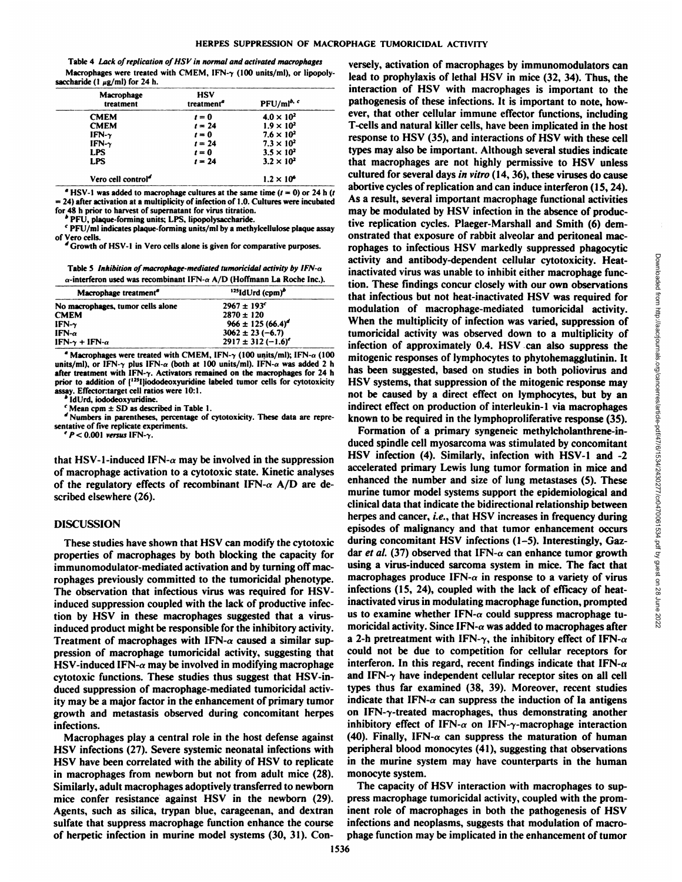Table 4 *Lack of replication of HSV in normal and activated macrophages*

Macrophages were treated with CMEM, IFN-γ (100 units/ml), or lipopolysaccharide (1 μg/ml) for 24 h.

| Macrophage treatment | HSV treatment[a] | PFU/ml[b, c] |
|---|---|---|
| CMEM | $t = 0$ | $4.0 \times 10^2$ |
| CMEM | $t = 24$ | $1.9 \times 10^2$ |
| IFN-γ | $t = 0$ | $7.6 \times 10^2$ |
| IFN-γ | $t = 24$ | $7.3 \times 10^2$ |
| LPS | $t = 0$ | $3.5 \times 10^2$ |
| LPS | $t = 24$ | $3.2 \times 10^2$ |
| Vero cell control[d] | | $1.2 \times 10^6$ |

[a] HSV-1 was added to macrophage cultures at the same time ($t = 0$) or 24 h ($t = 24$) after activation at a multiplicity of infection of 1.0. Cultures were incubated for 48 h prior to harvest of supernatant for virus titration.

[b] PFU, plaque-forming units; LPS, lipopolysaccharide.

[c] PFU/ml indicates plaque-forming units/ml by a methylcellulose plaque assay of Vero cells.

[d] Growth of HSV-1 in Vero cells alone is given for comparative purposes.

Table 5 *Inhibition of macrophage-mediated tumoricidal activity by IFN-α*

α-interferon used was recombinant IFN-α A/D (Hoffmann La Roche Inc.).

| Macrophage treatment[a] | $^{125}$IdUrd (cpm)[b] |
|---|---|
| No macrophages, tumor cells alone | 2967 ± 193[c] |
| CMEM | 2870 ± 120 |
| IFN-γ | 966 ± 125 (66.4)[d] |
| IFN-α | 3062 ± 23 (−6.7) |
| IFN-γ + IFN-α | 2917 ± 312 (−1.6)[e] |

[a] Macrophages were treated with CMEM, IFN-γ (100 units/ml); IFN-α (100 units/ml), or IFN-γ plus IFN-α (both at 100 units/ml). IFN-α was added 2 h after treatment with IFN-γ. Activators remained on the macrophages for 24 h prior to addition of [$^{125}$I]iododeoxyuridine labeled tumor cells for cytotoxicity assay. Effector:target cell ratios were 10:1.

[b] IdUrd, iododeoxyuridine.

[c] Mean cpm ± SD as described in Table 1.

[d] Numbers in parentheses, percentage of cytotoxicity. These data are representative of five replicate experiments.

[e] $P < 0.001$ *versus* IFN-γ.

that HSV-1-induced IFN-α may be involved in the suppression of macrophage activation to a cytotoxic state. Kinetic analyses of the regulatory effects of recombinant IFN-α A/D are described elsewhere (26).

## DISCUSSION

These studies have shown that HSV can modify the cytotoxic properties of macrophages by both blocking the capacity for immunomodulator-mediated activation and by turning off macrophages previously committed to the tumoricidal phenotype. The observation that infectious virus was required for HSV-induced suppression coupled with the lack of productive infection by HSV in these macrophages suggested that a virus-induced product might be responsible for the inhibitory activity. Treatment of macrophages with IFN-α caused a similar suppression of macrophage tumoricidal activity, suggesting that HSV-induced IFN-α may be involved in modifying macrophage cytotoxic functions. These studies thus suggest that HSV-induced suppression of macrophage-mediated tumoricidal activity may be a major factor in the enhancement of primary tumor growth and metastasis observed during concomitant herpes infections.

Macrophages play a central role in the host defense against HSV infections (27). Severe systemic neonatal infections with HSV have been correlated with the ability of HSV to replicate in macrophages from newborn but not from adult mice (28). Similarly, adult macrophages adoptively transferred to newborn mice confer resistance against HSV in the newborn (29). Agents, such as silica, trypan blue, carageenan, and dextran sulfate that suppress macrophage function enhance the course of herpetic infection in murine model systems (30, 31). Conversely, activation of macrophages by immunomodulators can lead to prophylaxis of lethal HSV in mice (32, 34). Thus, the interaction of HSV with macrophages is important to the pathogenesis of these infections. It is important to note, however, that other cellular immune effector functions, including T-cells and natural killer cells, have been implicated in the host response to HSV (35), and interactions of HSV with these cell types may also be important. Although several studies indicate that macrophages are not highly permissive to HSV unless cultured for several days *in vitro* (14, 36), these viruses do cause abortive cycles of replication and can induce interferon (15, 24). As a result, several important macrophage functional activities may be modulated by HSV infection in the absence of productive replication cycles. Plaeger-Marshall and Smith (6) demonstrated that exposure of rabbit alveolar and peritoneal macrophages to infectious HSV markedly suppressed phagocytic activity and antibody-dependent cellular cytotoxicity. Heat-inactivated virus was unable to inhibit either macrophage function. These findings concur closely with our own observations that infectious but not heat-inactivated HSV was required for modulation of macrophage-mediated tumoricidal activity. When the multiplicity of infection was varied, suppression of tumoricidal activity was observed down to a multiplicity of infection of approximately 0.4. HSV can also suppress the mitogenic responses of lymphocytes to phytohemagglutinin. It has been suggested, based on studies in both poliovirus and HSV systems, that suppression of the mitogenic response may not be caused by a direct effect on lymphocytes, but by an indirect effect on production of interleukin-1 via macrophages known to be required in the lymphoproliferative response (35).

Formation of a primary syngeneic methylcholanthrene-induced spindle cell myosarcoma was stimulated by concomitant HSV infection (4). Similarly, infection with HSV-1 and -2 accelerated primary Lewis lung tumor formation in mice and enhanced the number and size of lung metastases (5). These murine tumor model systems support the epidemiological and clinical data that indicate the bidirectional relationship between herpes and cancer, *i.e.*, that HSV increases in frequency during episodes of malignancy and that tumor enhancement occurs during concomitant HSV infections (1–5). Interestingly, Gazdar *et al.* (37) observed that IFN-α can enhance tumor growth using a virus-induced sarcoma system in mice. The fact that macrophages produce IFN-α in response to a variety of virus infections (15, 24), coupled with the lack of efficacy of heat-inactivated virus in modulating macrophage function, prompted us to examine whether IFN-α could suppress macrophage tumoricidal activity. Since IFN-α was added to macrophages after a 2-h pretreatment with IFN-γ, the inhibitory effect of IFN-α could not be due to competition for cellular receptors for interferon. In this regard, recent findings indicate that IFN-α and IFN-γ have independent cellular receptor sites on all cell types thus far examined (38, 39). Moreover, recent studies indicate that IFN-α can suppress the induction of Ia antigens on IFN-γ-treated macrophages, thus demonstrating another inhibitory effect of IFN-α on IFN-γ-macrophage interaction (40). Finally, IFN-α can suppress the maturation of human peripheral blood monocytes (41), suggesting that observations in the murine system may have counterparts in the human monocyte system.

The capacity of HSV interaction with macrophages to suppress macrophage tumoricidal activity, coupled with the prominent role of macrophages in both the pathogenesis of HSV infections and neoplasms, suggests that modulation of macrophage function may be implicated in the enhancement of tumor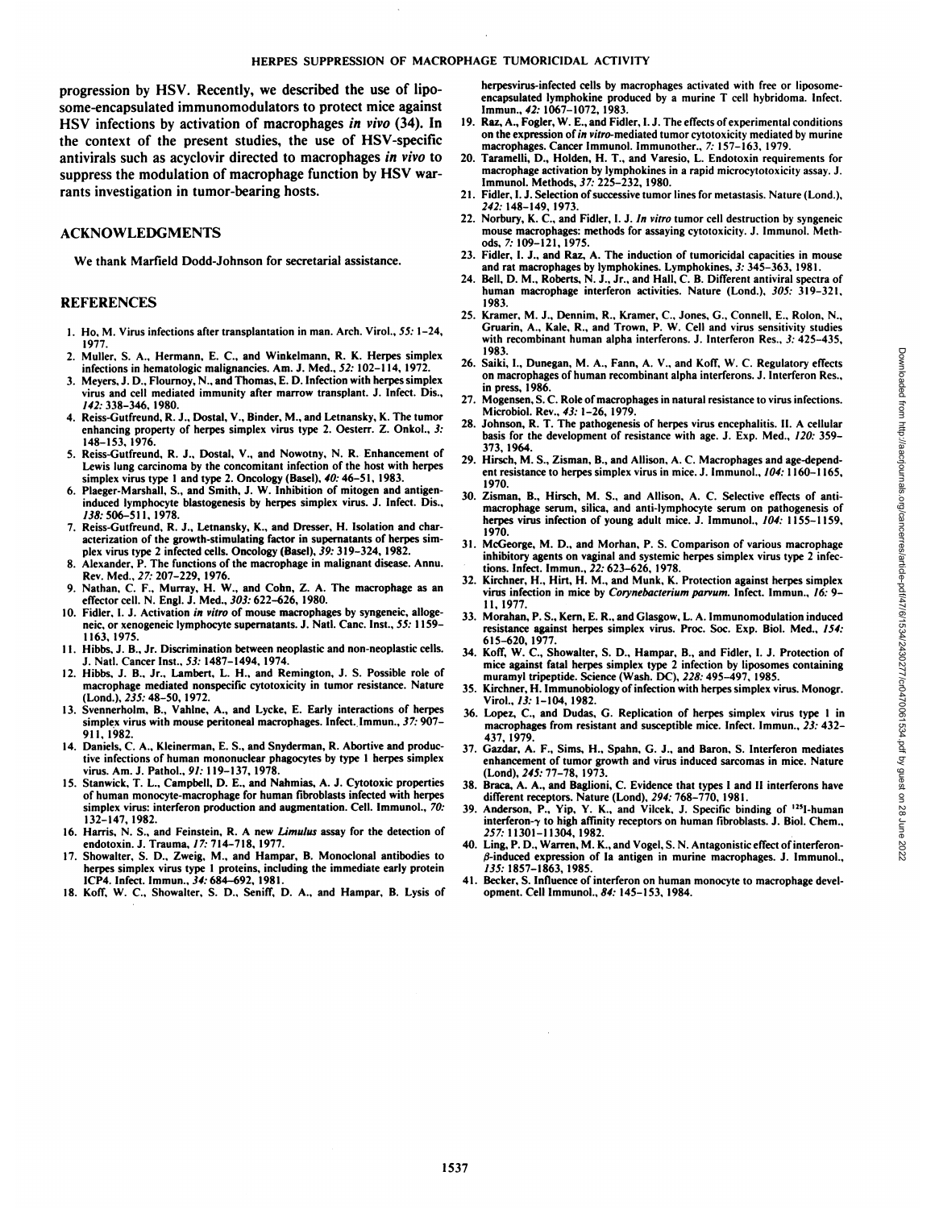progression by HSV. Recently, we described the use of liposome-encapsulated immunomodulators to protect mice against HSV infections by activation of macrophages *in vivo* (34). In the context of the present studies, the use of HSV-specific antivirals such as acyclovir directed to macrophages *in vivo* to suppress the modulation of macrophage function by HSV warrants investigation in tumor-bearing hosts.

## ACKNOWLEDGMENTS

We thank Marfield Dodd-Johnson for secretarial assistance.

## REFERENCES

1. Ho, M. Virus infections after transplantation in man. Arch. Virol., *55:* 1-24, 1977.
2. Muller, S. A., Hermann, E. C., and Winkelmann, R. K. Herpes simplex infections in hematologic malignancies. Am. J. Med., *52:* 102-114, 1972.
3. Meyers, J. D., Flournoy, N., and Thomas, E. D. Infection with herpes simplex virus and cell mediated immunity after marrow transplant. J. Infect. Dis., *142:* 338-346, 1980.
4. Reiss-Gutfreund, R. J., Dostal, V., Binder, M., and Letnansky, K. The tumor enhancing property of herpes simplex virus type 2. Oesterr. Z. Onkol., *3:* 148-153, 1976.
5. Reiss-Gutfreund, R. J., Dostal, V., and Nowotny, N. R. Enhancement of Lewis lung carcinoma by the concomitant infection of the host with herpes simplex virus type 1 and type 2. Oncology (Basel), *40:* 46-51, 1983.
6. Plaeger-Marshall, S., and Smith, J. W. Inhibition of mitogen and antigen-induced lymphocyte blastogenesis by herpes simplex virus. J. Infect. Dis., *138:* 506-511, 1978.
7. Reiss-Gutfreund, R. J., Letnansky, K., and Dresser, H. Isolation and characterization of the growth-stimulating factor in supernatants of herpes simplex virus type 2 infected cells. Oncology (Basel), *39:* 319-324, 1982.
8. Alexander, P. The functions of the macrophage in malignant disease. Annu. Rev. Med., *27:* 207-229, 1976.
9. Nathan, C. F., Murray, H. W., and Cohn, Z. A. The macrophage as an effector cell. N. Engl. J. Med., *303:* 622-626, 1980.
10. Fidler, I. J. Activation *in vitro* of mouse macrophages by syngeneic, allogeneic, or xenogeneic lymphocyte supernatants. J. Natl. Canc. Inst., *55:* 1159-1163, 1975.
11. Hibbs, J. B., Jr. Discrimination between neoplastic and non-neoplastic cells. J. Natl. Cancer Inst., *53:* 1487-1494, 1974.
12. Hibbs, J. B., Jr., Lambert, L. H., and Remington, J. S. Possible role of macrophage mediated nonspecific cytotoxicity in tumor resistance. Nature (Lond.), *235:* 48-50, 1972.
13. Svennerholm, B., Vahlne, A., and Lycke, E. Early interactions of herpes simplex virus with mouse peritoneal macrophages. Infect. Immun., *37:* 907-911, 1982.
14. Daniels, C. A., Kleinerman, E. S., and Snyderman, R. Abortive and productive infections of human mononuclear phagocytes by type 1 herpes simplex virus. Am. J. Pathol., *91:* 119-137, 1978.
15. Stanwick, T. L., Campbell, D. E., and Nahmias, A. J. Cytotoxic properties of human monocyte-macrophage for human fibroblasts infected with herpes simplex virus: interferon production and augmentation. Cell. Immunol., *70:* 132-147, 1982.
16. Harris, N. S., and Feinstein, R. A new *Limulus* assay for the detection of endotoxin. J. Trauma, *17:* 714-718, 1977.
17. Showalter, S. D., Zweig, M., and Hampar, B. Monoclonal antibodies to herpes simplex virus type 1 proteins, including the immediate early protein ICP4. Infect. Immun., *34:* 684-692, 1981.
18. Koff, W. C., Showalter, S. D., Seniff, D. A., and Hampar, B. Lysis of herpesvirus-infected cells by macrophages activated with free or liposome-encapsulated lymphokine produced by a murine T cell hybridoma. Infect. Immun., *42:* 1067-1072, 1983.
19. Raz, A., Fogler, W. E., and Fidler, I. J. The effects of experimental conditions on the expression of *in vitro*-mediated tumor cytotoxicity mediated by murine macrophages. Cancer Immunol. Immunother., *7:* 157-163, 1979.
20. Taramelli, D., Holden, H. T., and Varesio, L. Endotoxin requirements for macrophage activation by lymphokines in a rapid microcytotoxicity assay. J. Immunol. Methods, *37:* 225-232, 1980.
21. Fidler, I. J. Selection of successive tumor lines for metastasis. Nature (Lond.), *242:* 148-149, 1973.
22. Norbury, K. C., and Fidler, I. J. *In vitro* tumor cell destruction by syngeneic mouse macrophages: methods for assaying cytotoxicity. J. Immunol. Methods, *7:* 109-121, 1975.
23. Fidler, I. J., and Raz, A. The induction of tumoricidal capacities in mouse and rat macrophages by lymphokines. Lymphokines, *3:* 345-363, 1981.
24. Bell, D. M., Roberts, N. J., Jr., and Hall, C. B. Different antiviral spectra of human macrophage interferon activities. Nature (Lond.), *305:* 319-321, 1983.
25. Kramer, M. J., Dennim, R., Kramer, C., Jones, G., Connell, E., Rolon, N., Gruarin, A., Kale, R., and Trown, P. W. Cell and virus sensitivity studies with recombinant human alpha interferons. J. Interferon Res., *3:* 425-435, 1983.
26. Saiki, I., Dunegan, M. A., Fann, A. V., and Koff, W. C. Regulatory effects on macrophages of human recombinant alpha interferons. J. Interferon Res., in press, 1986.
27. Mogensen, S. C. Role of macrophages in natural resistance to virus infections. Microbiol. Rev., *43:* 1-26, 1979.
28. Johnson, R. T. The pathogenesis of herpes virus encephalitis. II. A cellular basis for the development of resistance with age. J. Exp. Med., *120:* 359-373, 1964.
29. Hirsch, M. S., Zisman, B., and Allison, A. C. Macrophages and age-dependent resistance to herpes simplex virus in mice. J. Immunol., *104:* 1160-1165, 1970.
30. Zisman, B., Hirsch, M. S., and Allison, A. C. Selective effects of anti-macrophage serum, silica, and anti-lymphocyte serum on pathogenesis of herpes virus infection of young adult mice. J. Immunol., *104:* 1155-1159, 1970.
31. McGeorge, M. D., and Morhan, P. S. Comparison of various macrophage inhibitory agents on vaginal and systemic herpes simplex virus type 2 infections. Infect. Immun., *22:* 623-626, 1978.
32. Kirchner, H., Hirt, H. M., and Munk, K. Protection against herpes simplex virus infection in mice by *Corynebacterium parvum*. Infect. Immun., *16:* 9-11, 1977.
33. Morahan, P. S., Kern, E. R., and Glasgow, L. A. Immunomodulation induced resistance against herpes simplex virus. Proc. Soc. Exp. Biol. Med., *154:* 615-620, 1977.
34. Koff, W. C., Showalter, S. D., Hampar, B., and Fidler, I. J. Protection of mice against fatal herpes simplex type 2 infection by liposomes containing muramyl tripeptide. Science (Wash. DC), *228:* 495-497, 1985.
35. Kirchner, H. Immunobiology of infection with herpes simplex virus. Monogr. Virol., *13:* 1-104, 1982.
36. Lopez, C., and Dudas, G. Replication of herpes simplex virus type 1 in macrophages from resistant and susceptible mice. Infect. Immun., *23:* 432-437, 1979.
37. Gazdar, A. F., Sims, H., Spahn, G. J., and Baron, S. Interferon mediates enhancement of tumor growth and virus induced sarcomas in mice. Nature (Lond), *245:* 77-78, 1973.
38. Braca, A. A., and Baglioni, C. Evidence that types I and II interferons have different receptors. Nature (Lond), *294:* 768-770, 1981.
39. Anderson, P., Yip, Y. K., and Vilcek, J. Specific binding of $^{125}$I-human interferon-$\gamma$ to high affinity receptors on human fibroblasts. J. Biol. Chem., *257:* 11301-11304, 1982.
40. Ling, P. D., Warren, M. K., and Vogel, S. N. Antagonistic effect of interferon-$\beta$-induced expression of Ia antigen in murine macrophages. J. Immunol., *135:* 1857-1863, 1985.
41. Becker, S. Influence of interferon on human monocyte to macrophage development. Cell Immunol., *84:* 145-153, 1984.